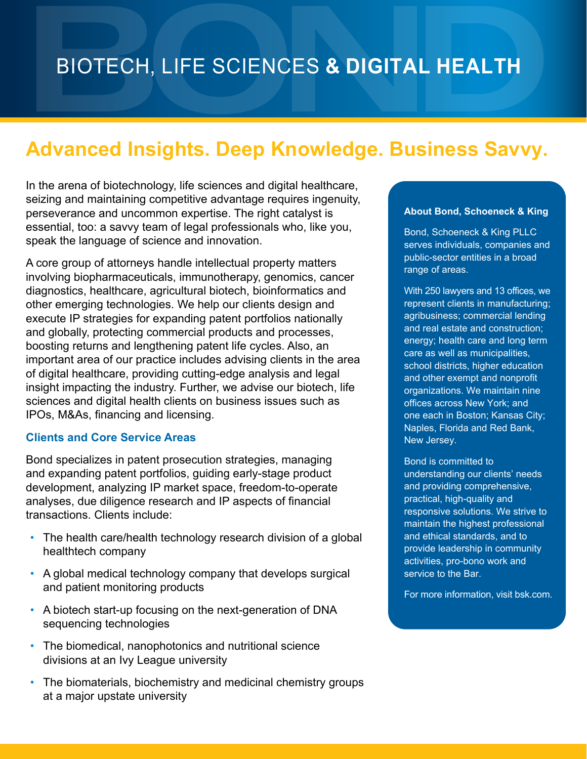# BIOTECH, LIFE SCIENCES **& DIGITAL HEALTH**

## Advanced Insights. Deep Knowledge. Business Savvy.

In the arena of biotechnology, life sciences and digital healthcare, seizing and maintaining competitive advantage requires ingenuity, perseverance and uncommon expertise. The right catalyst is essential, too: a savvy team of legal professionals who, like you, speak the language of science and innovation.

A core group of attorneys handle intellectual property matters involving biopharmaceuticals, immunotherapy, genomics, cancer diagnostics, healthcare, agricultural biotech, bioinformatics and other emerging technologies. We help our clients design and execute IP strategies for expanding patent portfolios nationally and globally, protecting commercial products and processes, boosting returns and lengthening patent life cycles. Also, an important area of our practice includes advising clients in the area of digital healthcare, providing cutting-edge analysis and legal insight impacting the industry. Further, we advise our biotech, life sciences and digital health clients on business issues such as IPOs, M&As, financing and licensing.

### Clients and Core Service Areas

Bond specializes in patent prosecution strategies, managing and expanding patent portfolios, guiding early-stage product development, analyzing IP market space, freedom-to-operate analyses, due diligence research and IP aspects of financial transactions. Clients include:

- The health care/health technology research division of a global healthtech company
- A global medical technology company that develops surgical and patient monitoring products
- A biotech start-up focusing on the next-generation of DNA sequencing technologies
- The biomedical, nanophotonics and nutritional science divisions at an Ivy League university
- The biomaterials, biochemistry and medicinal chemistry groups at a major upstate university

**About Bond, Schoeneck & King**

Bond, Schoeneck & King PLLC serves individuals, companies and public-sector entities in a broad range of areas.

With 250 lawyers and 13 offices, we represent clients in manufacturing; agribusiness; commercial lending and real estate and construction; energy; health care and long term care as well as municipalities, school districts, higher education and other exempt and nonprofit organizations. We maintain nine offices across New York; and one each in Boston; Kansas City; Naples, Florida and Red Bank, New Jersey.

Bond is committed to understanding our clients' needs and providing comprehensive, practical, high-quality and responsive solutions. We strive to maintain the highest professional and ethical standards, and to provide leadership in community activities, pro-bono work and service to the Bar.

For more information, visit bsk.com.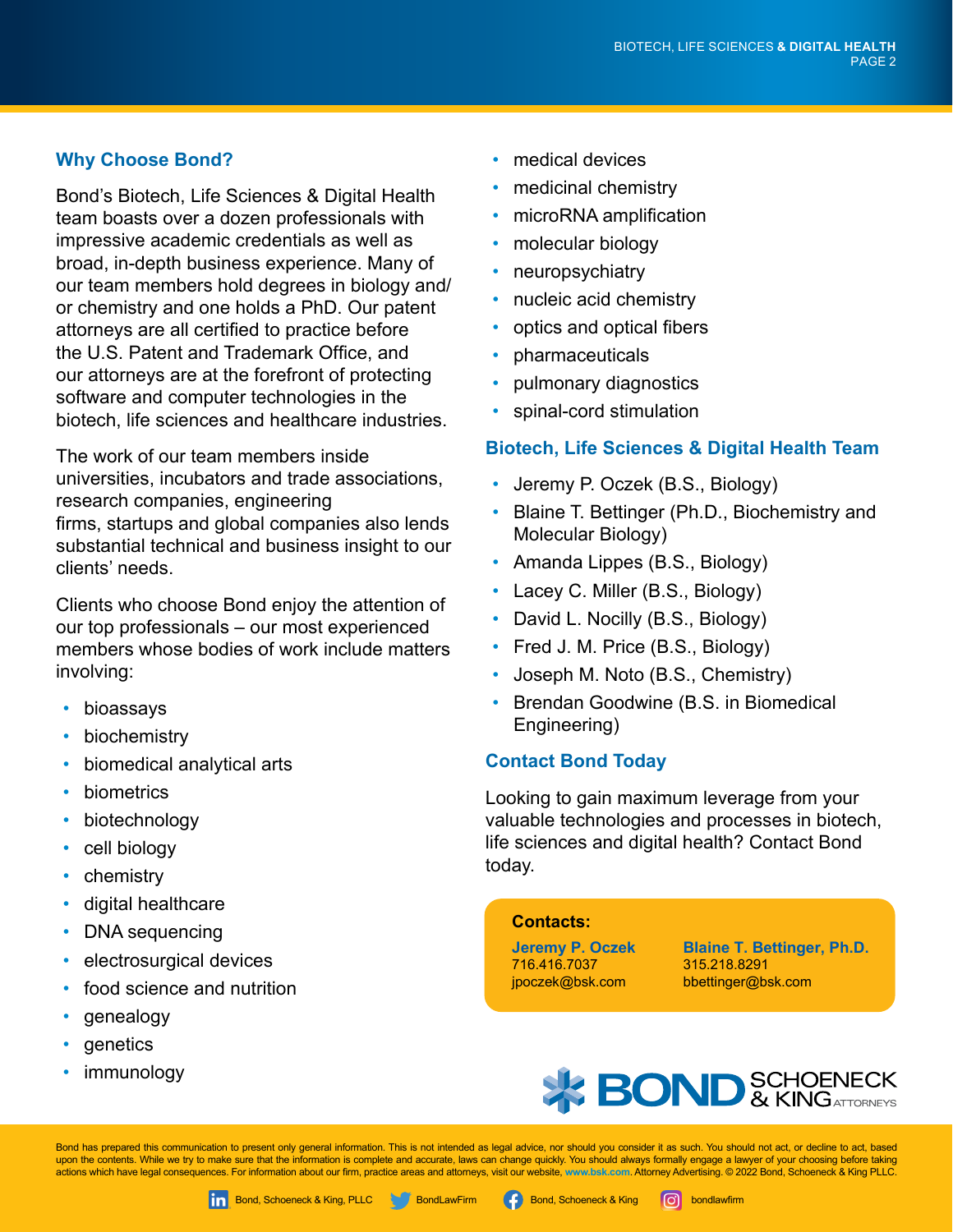## Why Choose Bond?

Bond's Biotech, Life Sciences & Digital Health team boasts over a dozen professionals with impressive academic credentials as well as broad, in-depth business experience. Many of our team members hold degrees in biology and/or chemistry and one holds a PhD. Our patent attorneys are all certified to practice before the U.S. Patent and Trademark Office, and our attorneys are at the forefront of protecting software and computer technologies in the biotech, life sciences and healthcare industries.

The work of our team members inside universities, incubators and trade associations, research companies, engineering firms, startups and global companies also lends substantial technical and business insight to our clients' needs.

Clients who choose Bond enjoy the attention of our top professionals – our most experienced members whose bodies of work include matters involving:

- bioassays
- biochemistry
- biomedical analytical arts
- biometrics
- biotechnology
- cell biology
- chemistry
- digital healthcare
- DNA sequencing
- electrosurgical devices
- food science and nutrition
- genealogy
- genetics
- immunology
- medical devices
- medicinal chemistry
- microRNA amplification
- molecular biology
- neuropsychiatry
- nucleic acid chemistry
- optics and optical fibers
- pharmaceuticals
- pulmonary diagnostics
- spinal-cord stimulation

## Biotech, Life Sciences & Digital Health Team

- Jeremy P. Oczek (B.S., Biology)
- Blaine T. Bettinger (Ph.D., Biochemistry and Molecular Biology)
- Amanda Lippes (B.S., Biology)
- Lacey C. Miller (B.S., Biology)
- David L. Nocilly (B.S., Biology)
- Fred J. M. Price (B.S., Biology)
- Joseph M. Noto (B.S., Chemistry)
- Brendan Goodwine (B.S. in Biomedical Engineering)

## Contact Bond Today

Looking to gain maximum leverage from your valuable technologies and processes in biotech, life sciences and digital health? Contact Bond today.

**Contacts:**

**Jeremy P. Oczek**
716.416.7037
jpoczek@bsk.com

**Blaine T. Bettinger, Ph.D.**
315.218.8291
bbettinger@bsk.com

BOND SCHOENECK & KING ATTORNEYS

Bond has prepared this communication to present only general information. This is not intended as legal advice, nor should you consider it as such. You should not act, or decline to act, based upon the contents. While we try to make sure that the information is complete and accurate, laws can change quickly. You should always formally engage a lawyer of your choosing before taking actions which have legal consequences. For information about our firm, practice areas and attorneys, visit our website, www.bsk.com. Attorney Advertising. © 2022 Bond, Schoeneck & King PLLC.

Bond, Schoeneck & King, PLLC | BondLawFirm | Bond, Schoeneck & King | bondlawfirm